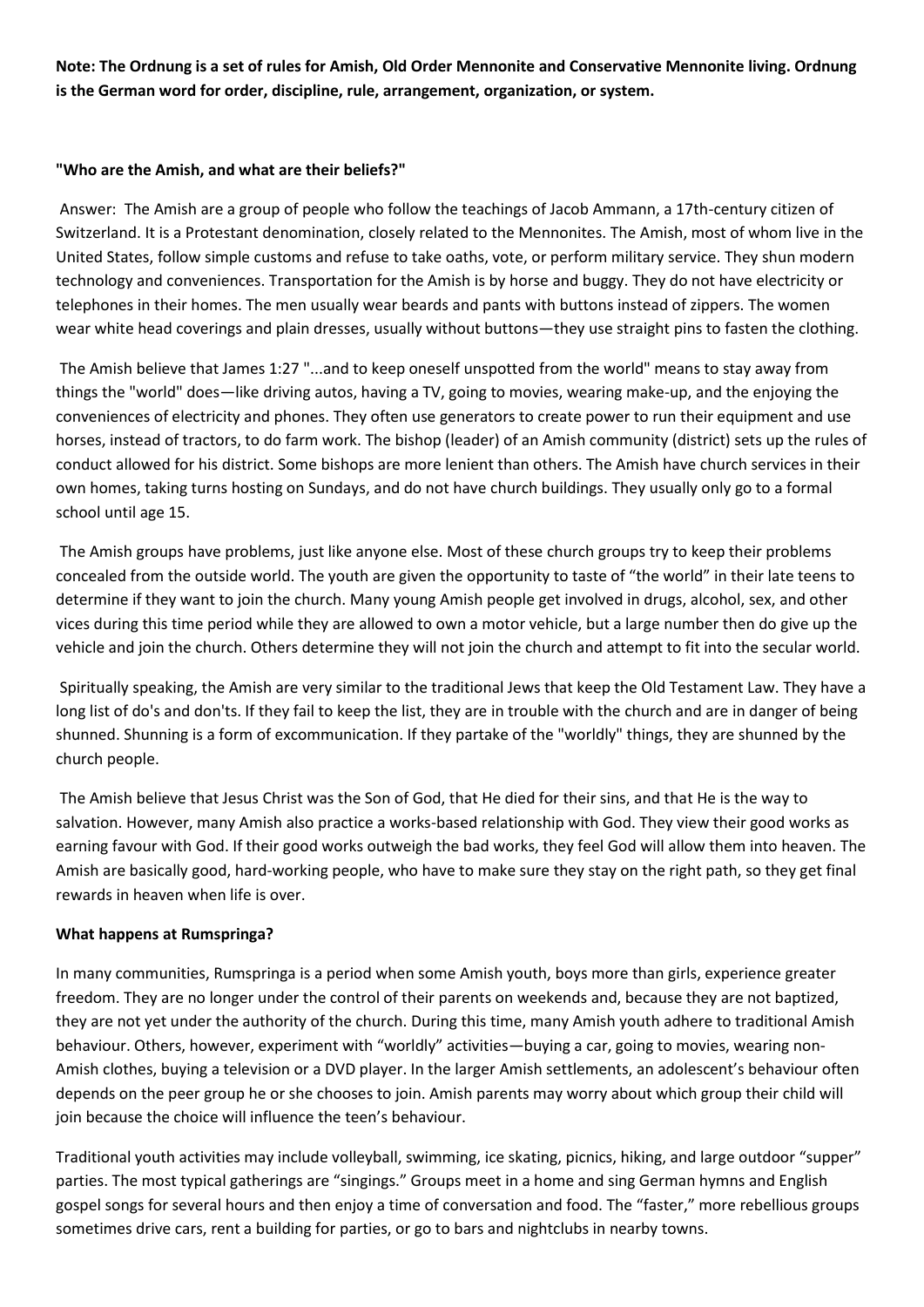**Note: The Ordnung is a set of rules for Amish, Old Order Mennonite and Conservative Mennonite living. Ordnung is the German word for order, discipline, rule, arrangement, organization, or system.**

**"Who are the Amish, and what are their beliefs?"**

Answer: The Amish are a group of people who follow the teachings of Jacob Ammann, a 17th-century citizen of Switzerland. It is a Protestant denomination, closely related to the Mennonites. The Amish, most of whom live in the United States, follow simple customs and refuse to take oaths, vote, or perform military service. They shun modern technology and conveniences. Transportation for the Amish is by horse and buggy. They do not have electricity or telephones in their homes. The men usually wear beards and pants with buttons instead of zippers. The women wear white head coverings and plain dresses, usually without buttons—they use straight pins to fasten the clothing.

The Amish believe that James 1:27 "...and to keep oneself unspotted from the world" means to stay away from things the "world" does—like driving autos, having a TV, going to movies, wearing make-up, and the enjoying the conveniences of electricity and phones. They often use generators to create power to run their equipment and use horses, instead of tractors, to do farm work. The bishop (leader) of an Amish community (district) sets up the rules of conduct allowed for his district. Some bishops are more lenient than others. The Amish have church services in their own homes, taking turns hosting on Sundays, and do not have church buildings. They usually only go to a formal school until age 15.

The Amish groups have problems, just like anyone else. Most of these church groups try to keep their problems concealed from the outside world. The youth are given the opportunity to taste of "the world" in their late teens to determine if they want to join the church. Many young Amish people get involved in drugs, alcohol, sex, and other vices during this time period while they are allowed to own a motor vehicle, but a large number then do give up the vehicle and join the church. Others determine they will not join the church and attempt to fit into the secular world.

Spiritually speaking, the Amish are very similar to the traditional Jews that keep the Old Testament Law. They have a long list of do's and don'ts. If they fail to keep the list, they are in trouble with the church and are in danger of being shunned. Shunning is a form of excommunication. If they partake of the "worldly" things, they are shunned by the church people.

The Amish believe that Jesus Christ was the Son of God, that He died for their sins, and that He is the way to salvation. However, many Amish also practice a works-based relationship with God. They view their good works as earning favour with God. If their good works outweigh the bad works, they feel God will allow them into heaven. The Amish are basically good, hard-working people, who have to make sure they stay on the right path, so they get final rewards in heaven when life is over.

**What happens at Rumspringa?**

In many communities, Rumspringa is a period when some Amish youth, boys more than girls, experience greater freedom. They are no longer under the control of their parents on weekends and, because they are not baptized, they are not yet under the authority of the church. During this time, many Amish youth adhere to traditional Amish behaviour. Others, however, experiment with "worldly" activities—buying a car, going to movies, wearing non-Amish clothes, buying a television or a DVD player. In the larger Amish settlements, an adolescent's behaviour often depends on the peer group he or she chooses to join. Amish parents may worry about which group their child will join because the choice will influence the teen's behaviour.

Traditional youth activities may include volleyball, swimming, ice skating, picnics, hiking, and large outdoor "supper" parties. The most typical gatherings are "singings." Groups meet in a home and sing German hymns and English gospel songs for several hours and then enjoy a time of conversation and food. The "faster," more rebellious groups sometimes drive cars, rent a building for parties, or go to bars and nightclubs in nearby towns.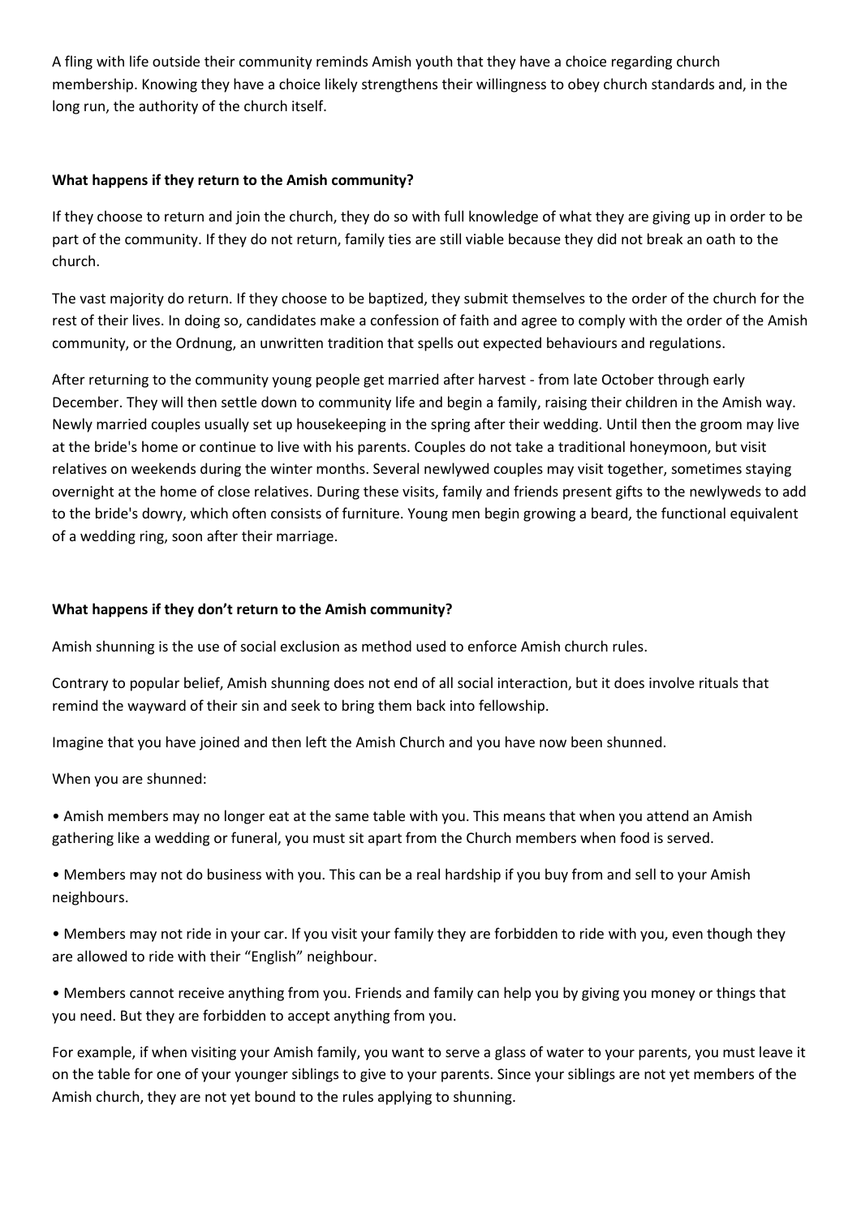A fling with life outside their community reminds Amish youth that they have a choice regarding church membership. Knowing they have a choice likely strengthens their willingness to obey church standards and, in the long run, the authority of the church itself.

**What happens if they return to the Amish community?**

If they choose to return and join the church, they do so with full knowledge of what they are giving up in order to be part of the community. If they do not return, family ties are still viable because they did not break an oath to the church.

The vast majority do return. If they choose to be baptized, they submit themselves to the order of the church for the rest of their lives. In doing so, candidates make a confession of faith and agree to comply with the order of the Amish community, or the Ordnung, an unwritten tradition that spells out expected behaviours and regulations.

After returning to the community young people get married after harvest - from late October through early December. They will then settle down to community life and begin a family, raising their children in the Amish way. Newly married couples usually set up housekeeping in the spring after their wedding. Until then the groom may live at the bride's home or continue to live with his parents. Couples do not take a traditional honeymoon, but visit relatives on weekends during the winter months. Several newlywed couples may visit together, sometimes staying overnight at the home of close relatives. During these visits, family and friends present gifts to the newlyweds to add to the bride's dowry, which often consists of furniture. Young men begin growing a beard, the functional equivalent of a wedding ring, soon after their marriage.

**What happens if they don't return to the Amish community?**

Amish shunning is the use of social exclusion as method used to enforce Amish church rules.

Contrary to popular belief, Amish shunning does not end of all social interaction, but it does involve rituals that remind the wayward of their sin and seek to bring them back into fellowship.

Imagine that you have joined and then left the Amish Church and you have now been shunned.

When you are shunned:

• Amish members may no longer eat at the same table with you. This means that when you attend an Amish gathering like a wedding or funeral, you must sit apart from the Church members when food is served.

• Members may not do business with you. This can be a real hardship if you buy from and sell to your Amish neighbours.

• Members may not ride in your car. If you visit your family they are forbidden to ride with you, even though they are allowed to ride with their "English" neighbour.

• Members cannot receive anything from you. Friends and family can help you by giving you money or things that you need. But they are forbidden to accept anything from you.

For example, if when visiting your Amish family, you want to serve a glass of water to your parents, you must leave it on the table for one of your younger siblings to give to your parents. Since your siblings are not yet members of the Amish church, they are not yet bound to the rules applying to shunning.